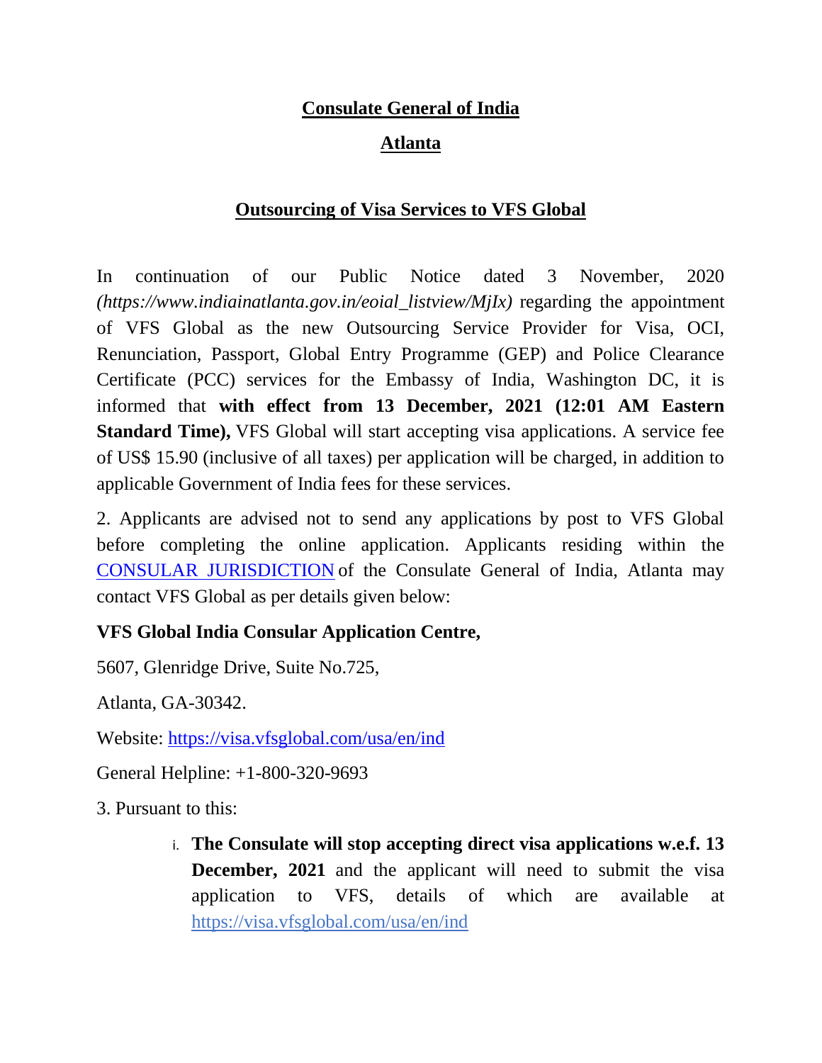# Consulate General of India

## Atlanta

### Outsourcing of Visa Services to VFS Global

In continuation of our Public Notice dated 3 November, 2020 *(https://www.indiainatlanta.gov.in/eoial_listview/MjIx)* regarding the appointment of VFS Global as the new Outsourcing Service Provider for Visa, OCI, Renunciation, Passport, Global Entry Programme (GEP) and Police Clearance Certificate (PCC) services for the Embassy of India, Washington DC, it is informed that **with effect from 13 December, 2021 (12:01 AM Eastern Standard Time),** VFS Global will start accepting visa applications. A service fee of US$ 15.90 (inclusive of all taxes) per application will be charged, in addition to applicable Government of India fees for these services.

2. Applicants are advised not to send any applications by post to VFS Global before completing the online application. Applicants residing within the CONSULAR JURISDICTION of the Consulate General of India, Atlanta may contact VFS Global as per details given below:

**VFS Global India Consular Application Centre,**

5607, Glenridge Drive, Suite No.725,

Atlanta, GA-30342.

Website: https://visa.vfsglobal.com/usa/en/ind

General Helpline: +1-800-320-9693

3. Pursuant to this:

i. **The Consulate will stop accepting direct visa applications w.e.f. 13 December, 2021** and the applicant will need to submit the visa application to VFS, details of which are available at https://visa.vfsglobal.com/usa/en/ind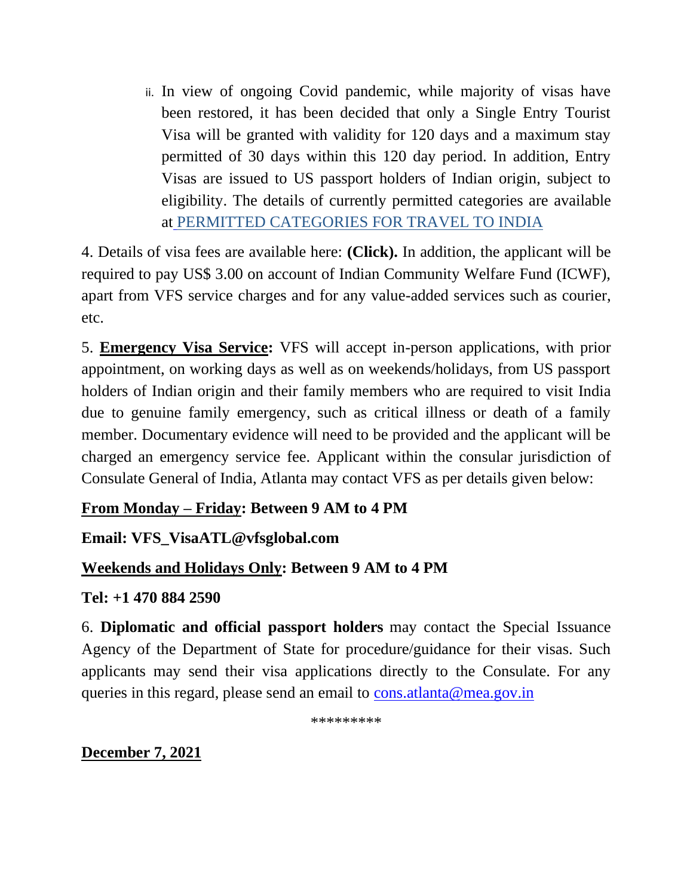ii. In view of ongoing Covid pandemic, while majority of visas have been restored, it has been decided that only a Single Entry Tourist Visa will be granted with validity for 120 days and a maximum stay permitted of 30 days within this 120 day period. In addition, Entry Visas are issued to US passport holders of Indian origin, subject to eligibility. The details of currently permitted categories are available at PERMITTED CATEGORIES FOR TRAVEL TO INDIA

4. Details of visa fees are available here: **(Click).** In addition, the applicant will be required to pay US$ 3.00 on account of Indian Community Welfare Fund (ICWF), apart from VFS service charges and for any value-added services such as courier, etc.

5. **Emergency Visa Service:** VFS will accept in-person applications, with prior appointment, on working days as well as on weekends/holidays, from US passport holders of Indian origin and their family members who are required to visit India due to genuine family emergency, such as critical illness or death of a family member. Documentary evidence will need to be provided and the applicant will be charged an emergency service fee. Applicant within the consular jurisdiction of Consulate General of India, Atlanta may contact VFS as per details given below:

**From Monday – Friday: Between 9 AM to 4 PM**

**Email: VFS_VisaATL@vfsglobal.com**

**Weekends and Holidays Only: Between 9 AM to 4 PM**

**Tel: +1 470 884 2590**

6. **Diplomatic and official passport holders** may contact the Special Issuance Agency of the Department of State for procedure/guidance for their visas. Such applicants may send their visa applications directly to the Consulate. For any queries in this regard, please send an email to cons.atlanta@mea.gov.in

*********

**December 7, 2021**